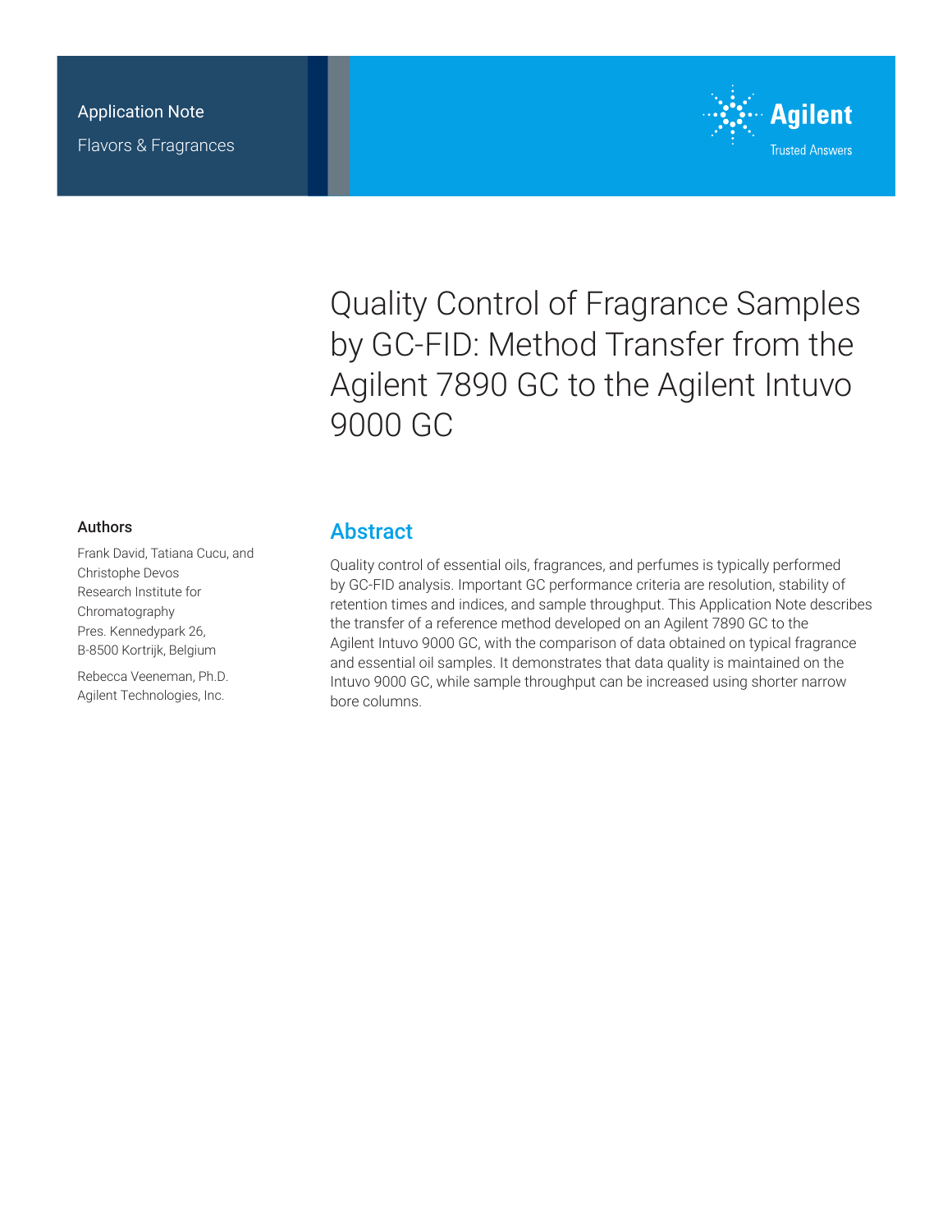Application Note

Flavors & Fragrances

# Quality Control of Fragrance Samples by GC-FID: Method Transfer from the Agilent 7890 GC to the Agilent Intuvo 9000 GC

## Authors

Frank David, Tatiana Cucu, and Christophe Devos
Research Institute for Chromatography
Pres. Kennedypark 26,
B-8500 Kortrijk, Belgium

Rebecca Veeneman, Ph.D.
Agilent Technologies, Inc.

## Abstract

Quality control of essential oils, fragrances, and perfumes is typically performed by GC-FID analysis. Important GC performance criteria are resolution, stability of retention times and indices, and sample throughput. This Application Note describes the transfer of a reference method developed on an Agilent 7890 GC to the Agilent Intuvo 9000 GC, with the comparison of data obtained on typical fragrance and essential oil samples. It demonstrates that data quality is maintained on the Intuvo 9000 GC, while sample throughput can be increased using shorter narrow bore columns.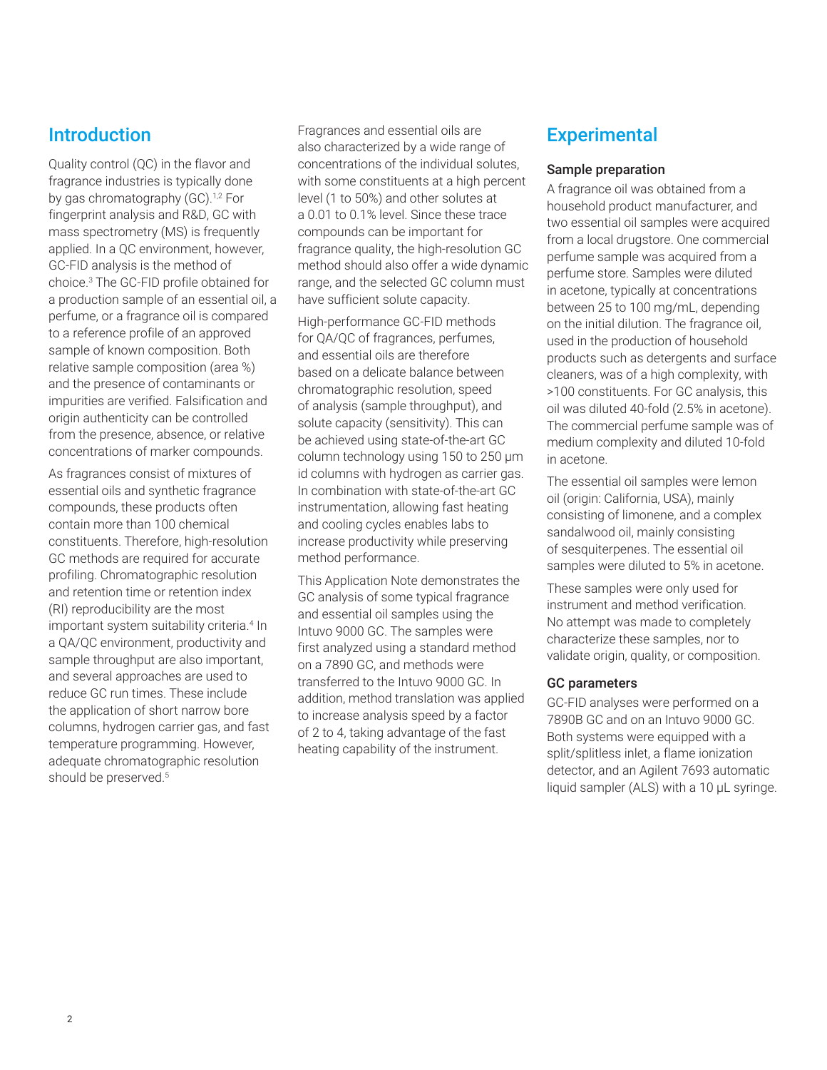## Introduction

Quality control (QC) in the flavor and fragrance industries is typically done by gas chromatography (GC).[1,2] For fingerprint analysis and R&D, GC with mass spectrometry (MS) is frequently applied. In a QC environment, however, GC-FID analysis is the method of choice.[3] The GC-FID profile obtained for a production sample of an essential oil, a perfume, or a fragrance oil is compared to a reference profile of an approved sample of known composition. Both relative sample composition (area %) and the presence of contaminants or impurities are verified. Falsification and origin authenticity can be controlled from the presence, absence, or relative concentrations of marker compounds.

As fragrances consist of mixtures of essential oils and synthetic fragrance compounds, these products often contain more than 100 chemical constituents. Therefore, high-resolution GC methods are required for accurate profiling. Chromatographic resolution and retention time or retention index (RI) reproducibility are the most important system suitability criteria.[4] In a QA/QC environment, productivity and sample throughput are also important, and several approaches are used to reduce GC run times. These include the application of short narrow bore columns, hydrogen carrier gas, and fast temperature programming. However, adequate chromatographic resolution should be preserved.[5]

Fragrances and essential oils are also characterized by a wide range of concentrations of the individual solutes, with some constituents at a high percent level (1 to 50%) and other solutes at a 0.01 to 0.1% level. Since these trace compounds can be important for fragrance quality, the high-resolution GC method should also offer a wide dynamic range, and the selected GC column must have sufficient solute capacity.

High-performance GC-FID methods for QA/QC of fragrances, perfumes, and essential oils are therefore based on a delicate balance between chromatographic resolution, speed of analysis (sample throughput), and solute capacity (sensitivity). This can be achieved using state-of-the-art GC column technology using 150 to 250 µm id columns with hydrogen as carrier gas. In combination with state-of-the-art GC instrumentation, allowing fast heating and cooling cycles enables labs to increase productivity while preserving method performance.

This Application Note demonstrates the GC analysis of some typical fragrance and essential oil samples using the Intuvo 9000 GC. The samples were first analyzed using a standard method on a 7890 GC, and methods were transferred to the Intuvo 9000 GC. In addition, method translation was applied to increase analysis speed by a factor of 2 to 4, taking advantage of the fast heating capability of the instrument.

## Experimental

### Sample preparation

A fragrance oil was obtained from a household product manufacturer, and two essential oil samples were acquired from a local drugstore. One commercial perfume sample was acquired from a perfume store. Samples were diluted in acetone, typically at concentrations between 25 to 100 mg/mL, depending on the initial dilution. The fragrance oil, used in the production of household products such as detergents and surface cleaners, was of a high complexity, with >100 constituents. For GC analysis, this oil was diluted 40-fold (2.5% in acetone). The commercial perfume sample was of medium complexity and diluted 10-fold in acetone.

The essential oil samples were lemon oil (origin: California, USA), mainly consisting of limonene, and a complex sandalwood oil, mainly consisting of sesquiterpenes. The essential oil samples were diluted to 5% in acetone.

These samples were only used for instrument and method verification. No attempt was made to completely characterize these samples, nor to validate origin, quality, or composition.

### GC parameters

GC-FID analyses were performed on a 7890B GC and on an Intuvo 9000 GC. Both systems were equipped with a split/splitless inlet, a flame ionization detector, and an Agilent 7693 automatic liquid sampler (ALS) with a 10 µL syringe.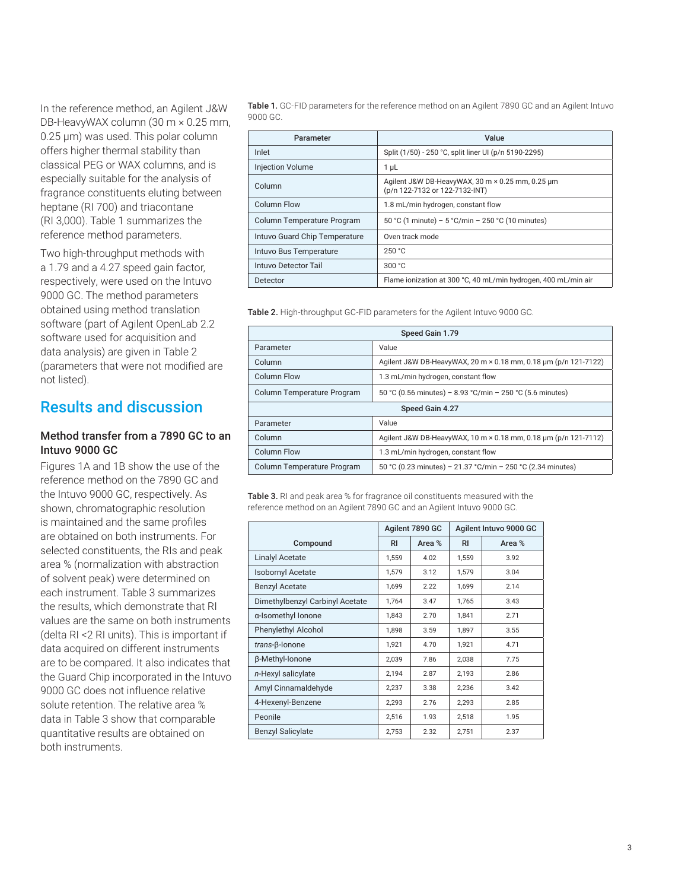In the reference method, an Agilent J&W DB-HeavyWAX column (30 m × 0.25 mm, 0.25 µm) was used. This polar column offers higher thermal stability than classical PEG or WAX columns, and is especially suitable for the analysis of fragrance constituents eluting between heptane (RI 700) and triacontane (RI 3,000). Table 1 summarizes the reference method parameters.

Two high-throughput methods with a 1.79 and a 4.27 speed gain factor, respectively, were used on the Intuvo 9000 GC. The method parameters obtained using method translation software (part of Agilent OpenLab 2.2 software used for acquisition and data analysis) are given in Table 2 (parameters that were not modified are not listed).

**Table 1.** GC-FID parameters for the reference method on an Agilent 7890 GC and an Agilent Intuvo 9000 GC.

| Parameter | Value |
|---|---|
| Inlet | Split (1/50) - 250 °C, split liner UI (p/n 5190-2295) |
| Injection Volume | 1 µL |
| Column | Agilent J&W DB-HeavyWAX, 30 m × 0.25 mm, 0.25 µm (p/n 122-7132 or 122-7132-INT) |
| Column Flow | 1.8 mL/min hydrogen, constant flow |
| Column Temperature Program | 50 °C (1 minute) – 5 °C/min – 250 °C (10 minutes) |
| Intuvo Guard Chip Temperature | Oven track mode |
| Intuvo Bus Temperature | 250 °C |
| Intuvo Detector Tail | 300 °C |
| Detector | Flame ionization at 300 °C, 40 mL/min hydrogen, 400 mL/min air |

**Table 2.** High-throughput GC-FID parameters for the Agilent Intuvo 9000 GC.

| Speed Gain 1.79 | |
|---|---|
| Parameter | Value |
| Column | Agilent J&W DB-HeavyWAX, 20 m × 0.18 mm, 0.18 µm (p/n 121-7122) |
| Column Flow | 1.3 mL/min hydrogen, constant flow |
| Column Temperature Program | 50 °C (0.56 minutes) – 8.93 °C/min – 250 °C (5.6 minutes) |
| **Speed Gain 4.27** | |
| Parameter | Value |
| Column | Agilent J&W DB-HeavyWAX, 10 m × 0.18 mm, 0.18 µm (p/n 121-7112) |
| Column Flow | 1.3 mL/min hydrogen, constant flow |
| Column Temperature Program | 50 °C (0.23 minutes) – 21.37 °C/min – 250 °C (2.34 minutes) |

## Results and discussion

### Method transfer from a 7890 GC to an Intuvo 9000 GC

Figures 1A and 1B show the use of the reference method on the 7890 GC and the Intuvo 9000 GC, respectively. As shown, chromatographic resolution is maintained and the same profiles are obtained on both instruments. For selected constituents, the RIs and peak area % (normalization with abstraction of solvent peak) were determined on each instrument. Table 3 summarizes the results, which demonstrate that RI values are the same on both instruments (delta RI <2 RI units). This is important if data acquired on different instruments are to be compared. It also indicates that the Guard Chip incorporated in the Intuvo 9000 GC does not influence relative solute retention. The relative area % data in Table 3 show that comparable quantitative results are obtained on both instruments.

**Table 3.** RI and peak area % for fragrance oil constituents measured with the reference method on an Agilent 7890 GC and an Agilent Intuvo 9000 GC.

| | Agilent 7890 GC | | Agilent Intuvo 9000 GC | |
|---|---|---|---|---|
| Compound | RI | Area % | RI | Area % |
| Linalyl Acetate | 1,559 | 4.02 | 1,559 | 3.92 |
| Isobornyl Acetate | 1,579 | 3.12 | 1,579 | 3.04 |
| Benzyl Acetate | 1,699 | 2.22 | 1,699 | 2.14 |
| Dimethylbenzyl Carbinyl Acetate | 1,764 | 3.47 | 1,765 | 3.43 |
| α-Isomethyl Ionone | 1,843 | 2.70 | 1,841 | 2.71 |
| Phenylethyl Alcohol | 1,898 | 3.59 | 1,897 | 3.55 |
| *trans*-β-Ionone | 1,921 | 4.70 | 1,921 | 4.71 |
| β-Methyl-Ionone | 2,039 | 7.86 | 2,038 | 7.75 |
| *n*-Hexyl salicylate | 2,194 | 2.87 | 2,193 | 2.86 |
| Amyl Cinnamaldehyde | 2,237 | 3.38 | 2,236 | 3.42 |
| 4-Hexenyl-Benzene | 2,293 | 2.76 | 2,293 | 2.85 |
| Peonile | 2,516 | 1.93 | 2,518 | 1.95 |
| Benzyl Salicylate | 2,753 | 2.32 | 2,751 | 2.37 |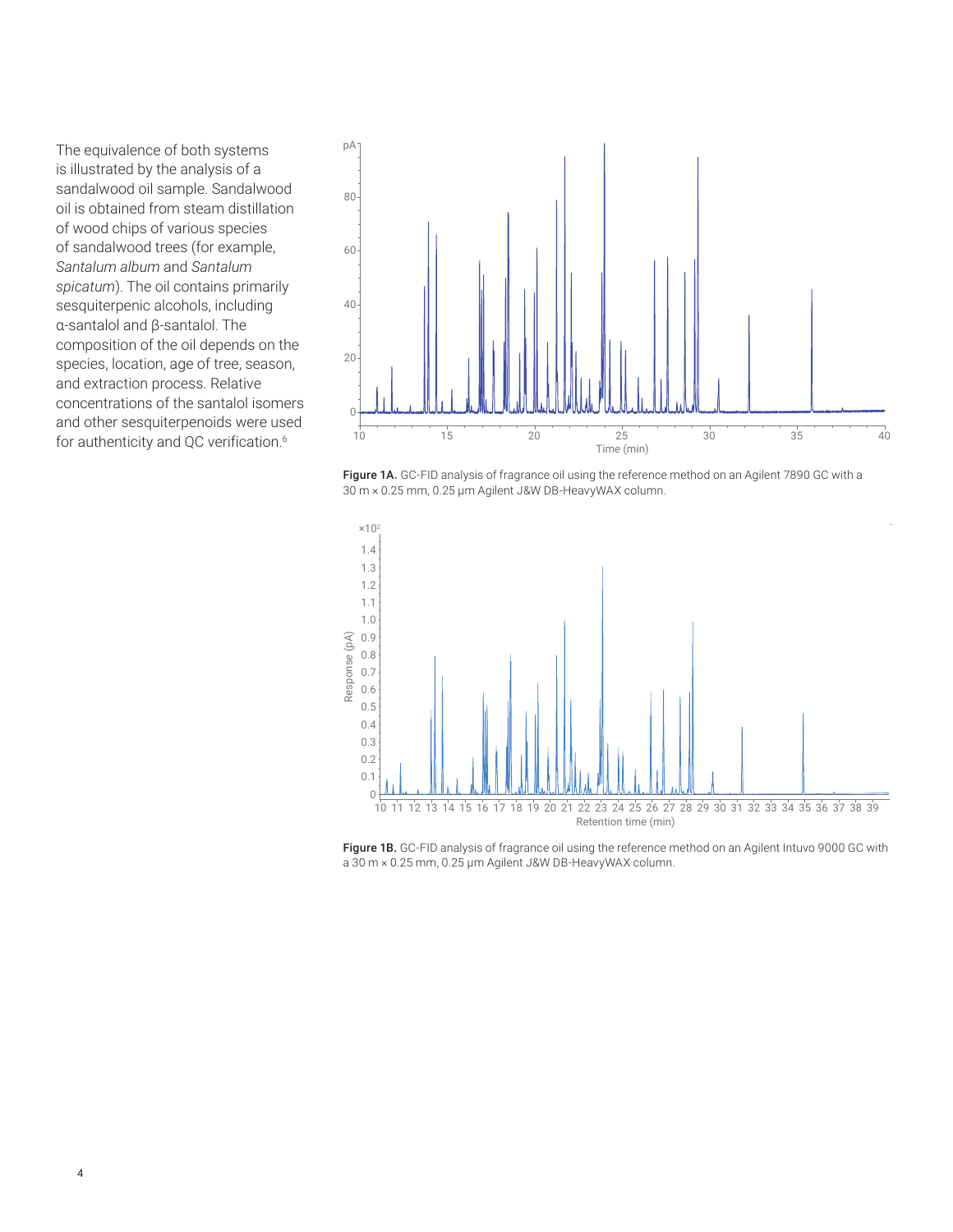The equivalence of both systems is illustrated by the analysis of a sandalwood oil sample. Sandalwood oil is obtained from steam distillation of wood chips of various species of sandalwood trees (for example, *Santalum album* and *Santalum spicatum*). The oil contains primarily sesquiterpenic alcohols, including α-santalol and β-santalol. The composition of the oil depends on the species, location, age of tree, season, and extraction process. Relative concentrations of the santalol isomers and other sesquiterpenoids were used for authenticity and QC verification.[6]

**Figure 1A.** GC-FID analysis of fragrance oil using the reference method on an Agilent 7890 GC with a 30 m × 0.25 mm, 0.25 µm Agilent J&W DB-HeavyWAX column.

**Figure 1B.** GC-FID analysis of fragrance oil using the reference method on an Agilent Intuvo 9000 GC with a 30 m × 0.25 mm, 0.25 µm Agilent J&W DB-HeavyWAX column.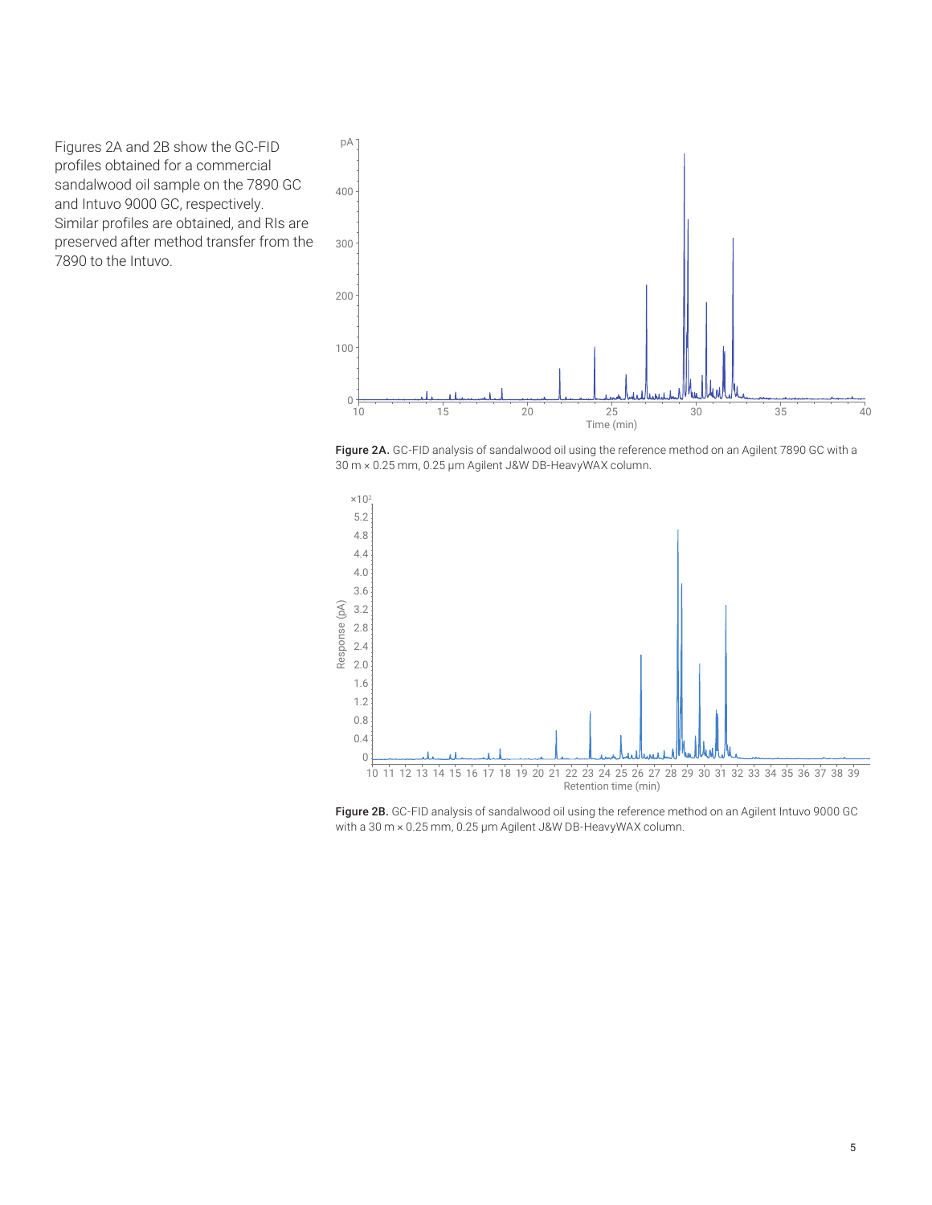Figures 2A and 2B show the GC-FID profiles obtained for a commercial sandalwood oil sample on the 7890 GC and Intuvo 9000 GC, respectively. Similar profiles are obtained, and RIs are preserved after method transfer from the 7890 to the Intuvo.

**Figure 2A.** GC-FID analysis of sandalwood oil using the reference method on an Agilent 7890 GC with a 30 m × 0.25 mm, 0.25 µm Agilent J&W DB-HeavyWAX column.

**Figure 2B.** GC-FID analysis of sandalwood oil using the reference method on an Agilent Intuvo 9000 GC with a 30 m × 0.25 mm, 0.25 µm Agilent J&W DB-HeavyWAX column.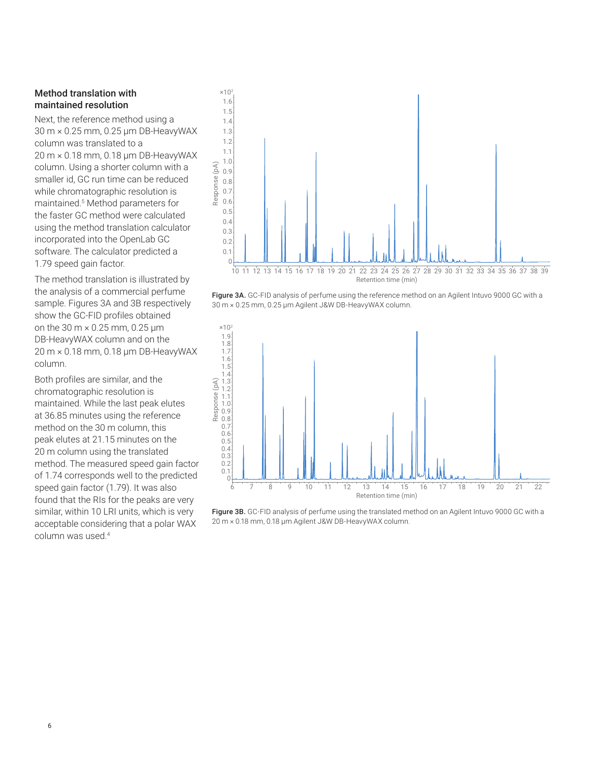### Method translation with maintained resolution

Next, the reference method using a 30 m × 0.25 mm, 0.25 µm DB-HeavyWAX column was translated to a 20 m × 0.18 mm, 0.18 µm DB-HeavyWAX column. Using a shorter column with a smaller id, GC run time can be reduced while chromatographic resolution is maintained.[5] Method parameters for the faster GC method were calculated using the method translation calculator incorporated into the OpenLab GC software. The calculator predicted a 1.79 speed gain factor.

The method translation is illustrated by the analysis of a commercial perfume sample. Figures 3A and 3B respectively show the GC-FID profiles obtained on the 30 m × 0.25 mm, 0.25 µm DB-HeavyWAX column and on the 20 m × 0.18 mm, 0.18 µm DB-HeavyWAX column.

Both profiles are similar, and the chromatographic resolution is maintained. While the last peak elutes at 36.85 minutes using the reference method on the 30 m column, this peak elutes at 21.15 minutes on the 20 m column using the translated method. The measured speed gain factor of 1.74 corresponds well to the predicted speed gain factor (1.79). It was also found that the RIs for the peaks are very similar, within 10 LRI units, which is very acceptable considering that a polar WAX column was used.[4]

**Figure 3A.** GC-FID analysis of perfume using the reference method on an Agilent Intuvo 9000 GC with a 30 m × 0.25 mm, 0.25 µm Agilent J&W DB-HeavyWAX column.

**Figure 3B.** GC-FID analysis of perfume using the translated method on an Agilent Intuvo 9000 GC with a 20 m × 0.18 mm, 0.18 µm Agilent J&W DB-HeavyWAX column.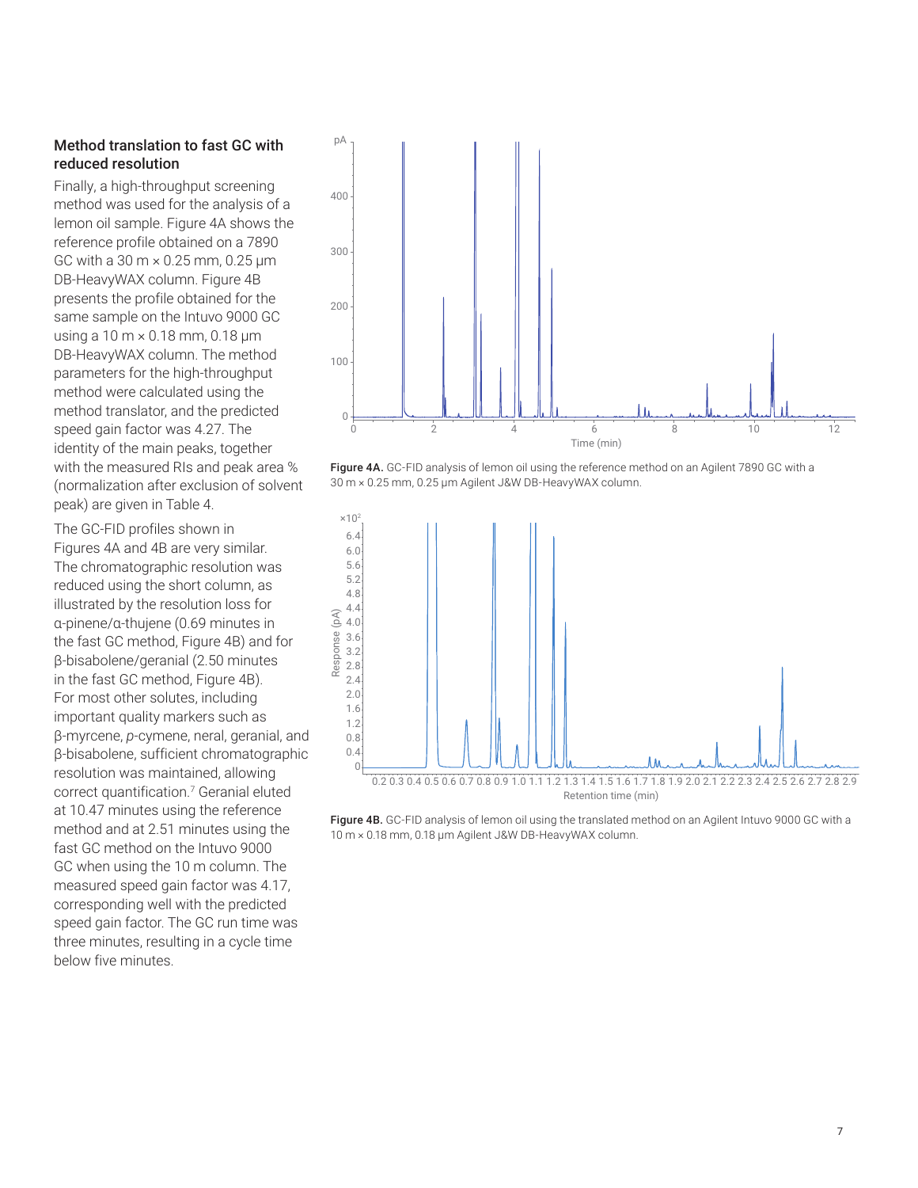### Method translation to fast GC with reduced resolution

Finally, a high-throughput screening method was used for the analysis of a lemon oil sample. Figure 4A shows the reference profile obtained on a 7890 GC with a 30 m × 0.25 mm, 0.25 µm DB-HeavyWAX column. Figure 4B presents the profile obtained for the same sample on the Intuvo 9000 GC using a 10 m × 0.18 mm, 0.18 µm DB-HeavyWAX column. The method parameters for the high-throughput method were calculated using the method translator, and the predicted speed gain factor was 4.27. The identity of the main peaks, together with the measured RIs and peak area % (normalization after exclusion of solvent peak) are given in Table 4.

The GC-FID profiles shown in Figures 4A and 4B are very similar. The chromatographic resolution was reduced using the short column, as illustrated by the resolution loss for α-pinene/α-thujene (0.69 minutes in the fast GC method, Figure 4B) and for β-bisabolene/geranial (2.50 minutes in the fast GC method, Figure 4B). For most other solutes, including important quality markers such as β-myrcene, *p*-cymene, neral, geranial, and β-bisabolene, sufficient chromatographic resolution was maintained, allowing correct quantification.[7] Geranial eluted at 10.47 minutes using the reference method and at 2.51 minutes using the fast GC method on the Intuvo 9000 GC when using the 10 m column. The measured speed gain factor was 4.17, corresponding well with the predicted speed gain factor. The GC run time was three minutes, resulting in a cycle time below five minutes.

**Figure 4A.** GC-FID analysis of lemon oil using the reference method on an Agilent 7890 GC with a 30 m × 0.25 mm, 0.25 µm Agilent J&W DB-HeavyWAX column.

**Figure 4B.** GC-FID analysis of lemon oil using the translated method on an Agilent Intuvo 9000 GC with a 10 m × 0.18 mm, 0.18 µm Agilent J&W DB-HeavyWAX column.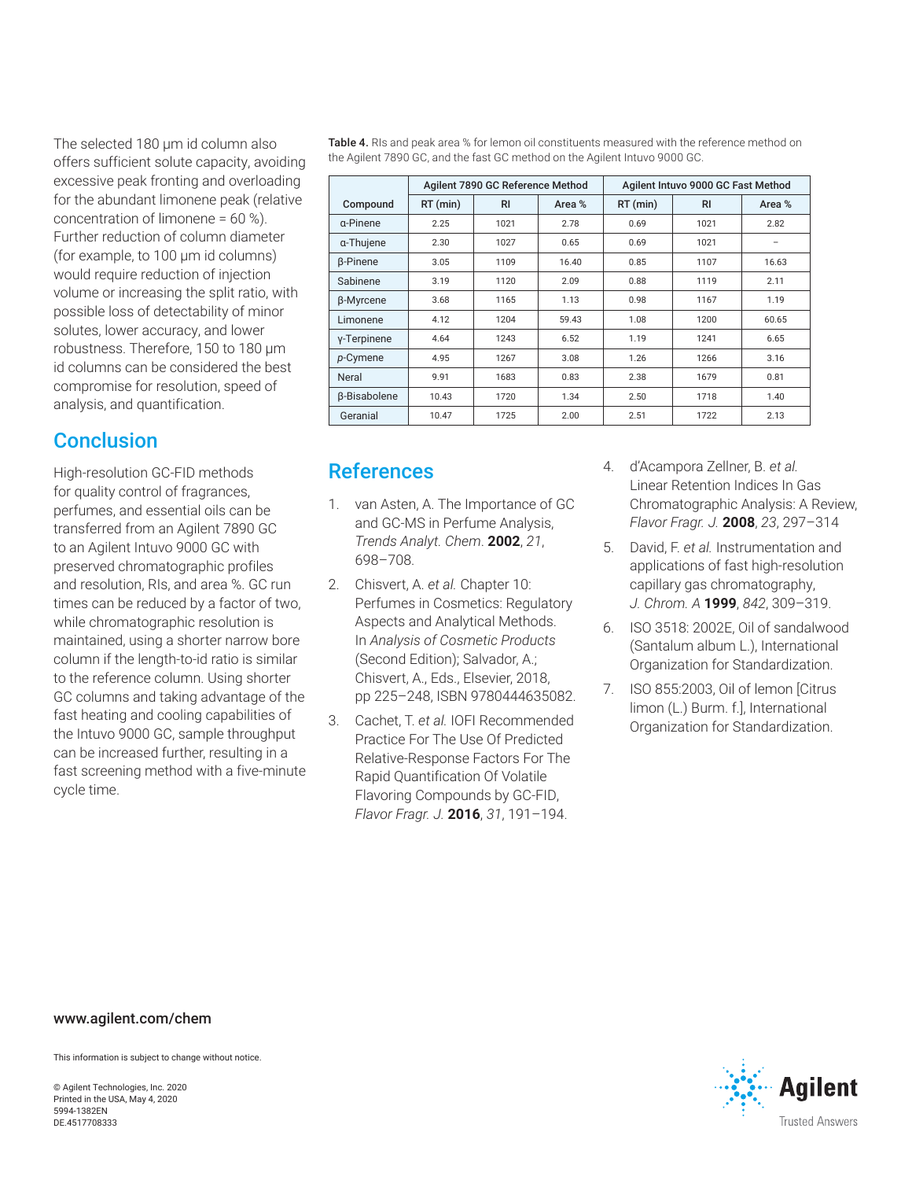The selected 180 µm id column also offers sufficient solute capacity, avoiding excessive peak fronting and overloading for the abundant limonene peak (relative concentration of limonene = 60 %). Further reduction of column diameter (for example, to 100 µm id columns) would require reduction of injection volume or increasing the split ratio, with possible loss of detectability of minor solutes, lower accuracy, and lower robustness. Therefore, 150 to 180 µm id columns can be considered the best compromise for resolution, speed of analysis, and quantification.

## Conclusion

High-resolution GC-FID methods for quality control of fragrances, perfumes, and essential oils can be transferred from an Agilent 7890 GC to an Agilent Intuvo 9000 GC with preserved chromatographic profiles and resolution, RIs, and area %. GC run times can be reduced by a factor of two, while chromatographic resolution is maintained, using a shorter narrow bore column if the length-to-id ratio is similar to the reference column. Using shorter GC columns and taking advantage of the fast heating and cooling capabilities of the Intuvo 9000 GC, sample throughput can be increased further, resulting in a fast screening method with a five-minute cycle time.

**Table 4.** RIs and peak area % for lemon oil constituents measured with the reference method on the Agilent 7890 GC, and the fast GC method on the Agilent Intuvo 9000 GC.

| Compound | Agilent 7890 GC Reference Method | | | Agilent Intuvo 9000 GC Fast Method | | |
|---|---|---|---|---|---|---|
| | RT (min) | RI | Area % | RT (min) | RI | Area % |
| α-Pinene | 2.25 | 1021 | 2.78 | 0.69 | 1021 | 2.82 |
| α-Thujene | 2.30 | 1027 | 0.65 | 0.69 | 1021 | – |
| β-Pinene | 3.05 | 1109 | 16.40 | 0.85 | 1107 | 16.63 |
| Sabinene | 3.19 | 1120 | 2.09 | 0.88 | 1119 | 2.11 |
| β-Myrcene | 3.68 | 1165 | 1.13 | 0.98 | 1167 | 1.19 |
| Limonene | 4.12 | 1204 | 59.43 | 1.08 | 1200 | 60.65 |
| γ-Terpinene | 4.64 | 1243 | 6.52 | 1.19 | 1241 | 6.65 |
| *p*-Cymene | 4.95 | 1267 | 3.08 | 1.26 | 1266 | 3.16 |
| Neral | 9.91 | 1683 | 0.83 | 2.38 | 1679 | 0.81 |
| β-Bisabolene | 10.43 | 1720 | 1.34 | 2.50 | 1718 | 1.40 |
| Geranial | 10.47 | 1725 | 2.00 | 2.51 | 1722 | 2.13 |

## References

1. van Asten, A. The Importance of GC and GC-MS in Perfume Analysis, *Trends Analyt. Chem*. **2002**, *21*, 698–708.
2. Chisvert, A. *et al.* Chapter 10: Perfumes in Cosmetics: Regulatory Aspects and Analytical Methods. In *Analysis of Cosmetic Products* (Second Edition); Salvador, A.; Chisvert, A., Eds., Elsevier, 2018, pp 225–248, ISBN 9780444635082.
3. Cachet, T. *et al.* IOFI Recommended Practice For The Use Of Predicted Relative-Response Factors For The Rapid Quantification Of Volatile Flavoring Compounds by GC-FID, *Flavor Fragr. J.* **2016**, *31*, 191–194.
4. d'Acampora Zellner, B. *et al.* Linear Retention Indices In Gas Chromatographic Analysis: A Review, *Flavor Fragr. J.* **2008**, *23*, 297–314
5. David, F. *et al.* Instrumentation and applications of fast high-resolution capillary gas chromatography, *J. Chrom. A* **1999**, *842*, 309–319.
6. ISO 3518: 2002E, Oil of sandalwood (Santalum album L.), International Organization for Standardization.
7. ISO 855:2003, Oil of lemon [Citrus limon (L.) Burm. f.], International Organization for Standardization.

**www.agilent.com/chem**

This information is subject to change without notice.

© Agilent Technologies, Inc. 2020
Printed in the USA, May 4, 2020
5994-1382EN
DE.4517708333

Agilent
Trusted Answers